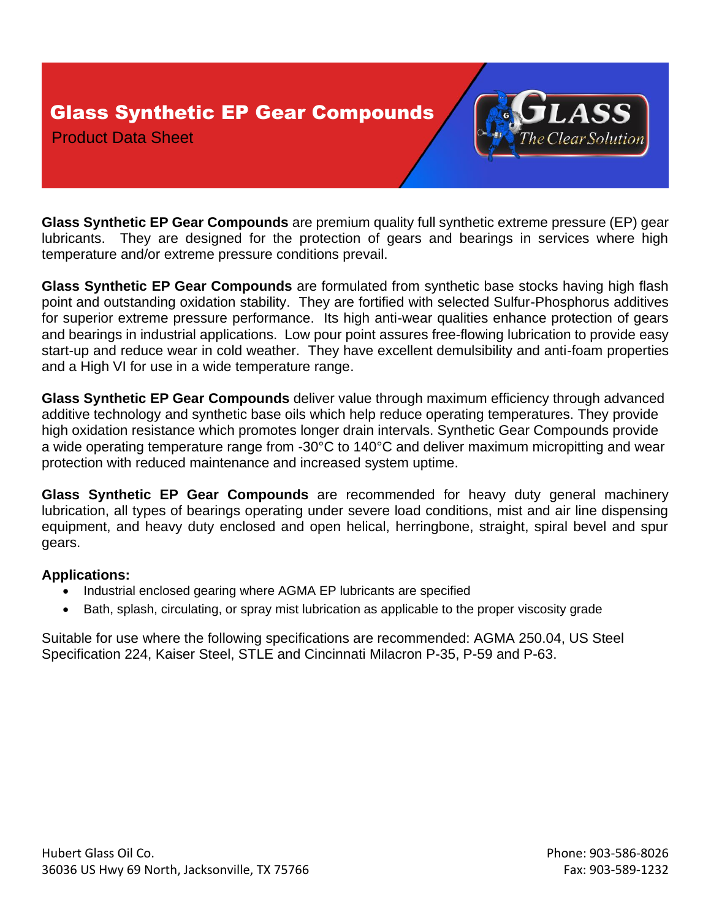# Glass Synthetic EP Gear Compounds

Product Data Sheet

**Glass Synthetic EP Gear Compounds** are premium quality full synthetic extreme pressure (EP) gear lubricants. They are designed for the protection of gears and bearings in services where high temperature and/or extreme pressure conditions prevail.

**Glass Synthetic EP Gear Compounds** are formulated from synthetic base stocks having high flash point and outstanding oxidation stability. They are fortified with selected Sulfur-Phosphorus additives for superior extreme pressure performance. Its high anti-wear qualities enhance protection of gears and bearings in industrial applications. Low pour point assures free-flowing lubrication to provide easy start-up and reduce wear in cold weather. They have excellent demulsibility and anti-foam properties and a High VI for use in a wide temperature range.

**Glass Synthetic EP Gear Compounds** deliver value through maximum efficiency through advanced additive technology and synthetic base oils which help reduce operating temperatures. They provide high oxidation resistance which promotes longer drain intervals. Synthetic Gear Compounds provide a wide operating temperature range from -30°C to 140°C and deliver maximum micropitting and wear protection with reduced maintenance and increased system uptime.

**Glass Synthetic EP Gear Compounds** are recommended for heavy duty general machinery lubrication, all types of bearings operating under severe load conditions, mist and air line dispensing equipment, and heavy duty enclosed and open helical, herringbone, straight, spiral bevel and spur gears.

**Applications:**

- Industrial enclosed gearing where AGMA EP lubricants are specified
- Bath, splash, circulating, or spray mist lubrication as applicable to the proper viscosity grade

Suitable for use where the following specifications are recommended: AGMA 250.04, US Steel Specification 224, Kaiser Steel, STLE and Cincinnati Milacron P-35, P-59 and P-63.

Hubert Glass Oil Co.
36036 US Hwy 69 North, Jacksonville, TX 75766

Phone: 903-586-8026
Fax: 903-589-1232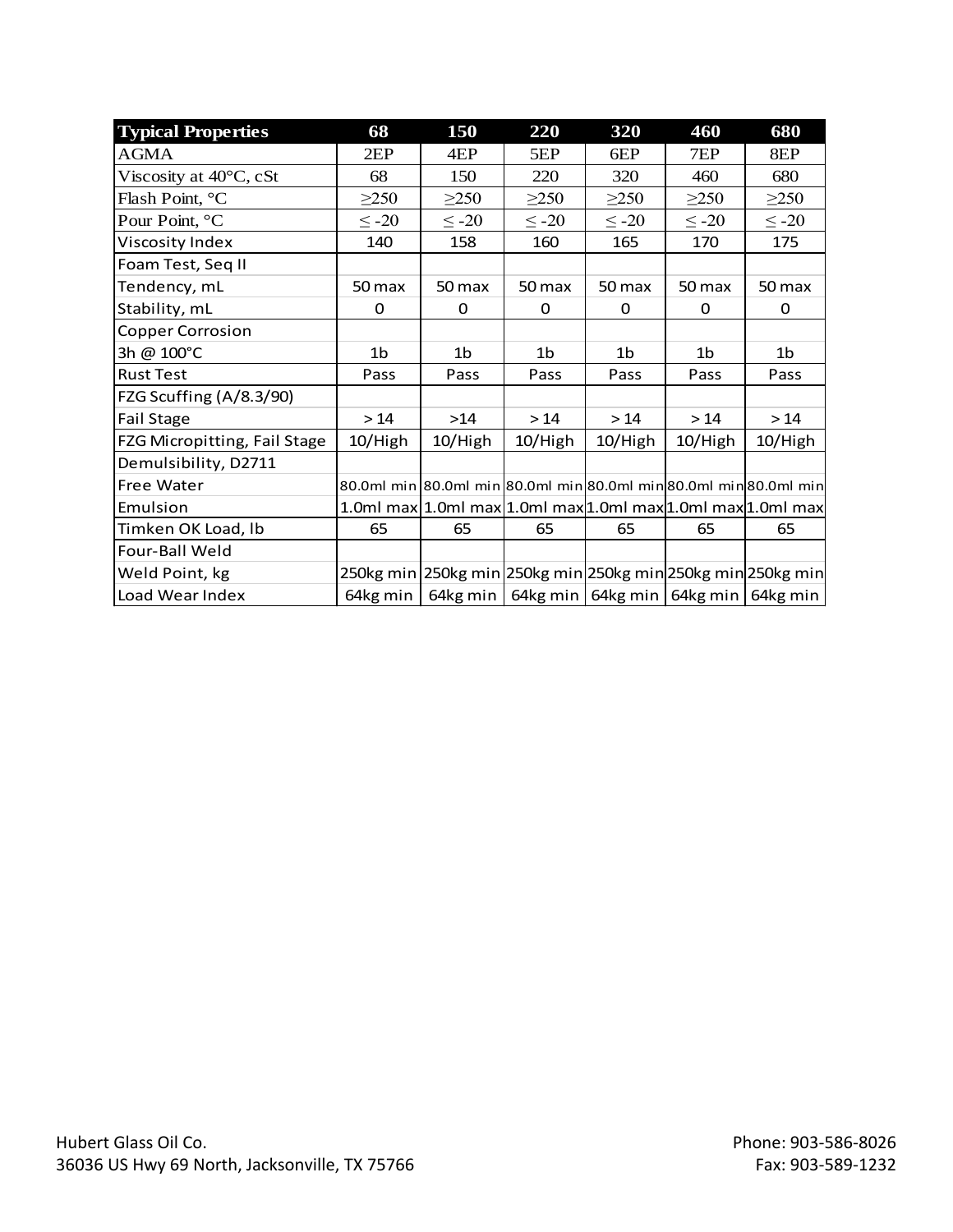| Typical Properties | 68 | 150 | 220 | 320 | 460 | 680 |
|---|---|---|---|---|---|---|
| AGMA | 2EP | 4EP | 5EP | 6EP | 7EP | 8EP |
| Viscosity at 40°C, cSt | 68 | 150 | 220 | 320 | 460 | 680 |
| Flash Point, °C | ≥250 | ≥250 | ≥250 | ≥250 | ≥250 | ≥250 |
| Pour Point, °C | ≤ -20 | ≤ -20 | ≤ -20 | ≤ -20 | ≤ -20 | ≤ -20 |
| Viscosity Index | 140 | 158 | 160 | 165 | 170 | 175 |
| Foam Test, Seq II | | | | | | |
| Tendency, mL | 50 max | 50 max | 50 max | 50 max | 50 max | 50 max |
| Stability, mL | 0 | 0 | 0 | 0 | 0 | 0 |
| Copper Corrosion | | | | | | |
| 3h @ 100°C | 1b | 1b | 1b | 1b | 1b | 1b |
| Rust Test | Pass | Pass | Pass | Pass | Pass | Pass |
| FZG Scuffing (A/8.3/90) | | | | | | |
| Fail Stage | > 14 | >14 | > 14 | > 14 | > 14 | > 14 |
| FZG Micropitting, Fail Stage | 10/High | 10/High | 10/High | 10/High | 10/High | 10/High |
| Demulsibility, D2711 | | | | | | |
| Free Water | 80.0ml min | 80.0ml min | 80.0ml min | 80.0ml min | 80.0ml min | 80.0ml min |
| Emulsion | 1.0ml max | 1.0ml max | 1.0ml max | 1.0ml max | 1.0ml max | 1.0ml max |
| Timken OK Load, lb | 65 | 65 | 65 | 65 | 65 | 65 |
| Four-Ball Weld | | | | | | |
| Weld Point, kg | 250kg min | 250kg min | 250kg min | 250kg min | 250kg min | 250kg min |
| Load Wear Index | 64kg min | 64kg min | 64kg min | 64kg min | 64kg min | 64kg min |

Hubert Glass Oil Co.
36036 US Hwy 69 North, Jacksonville, TX 75766

Phone: 903-586-8026
Fax: 903-589-1232